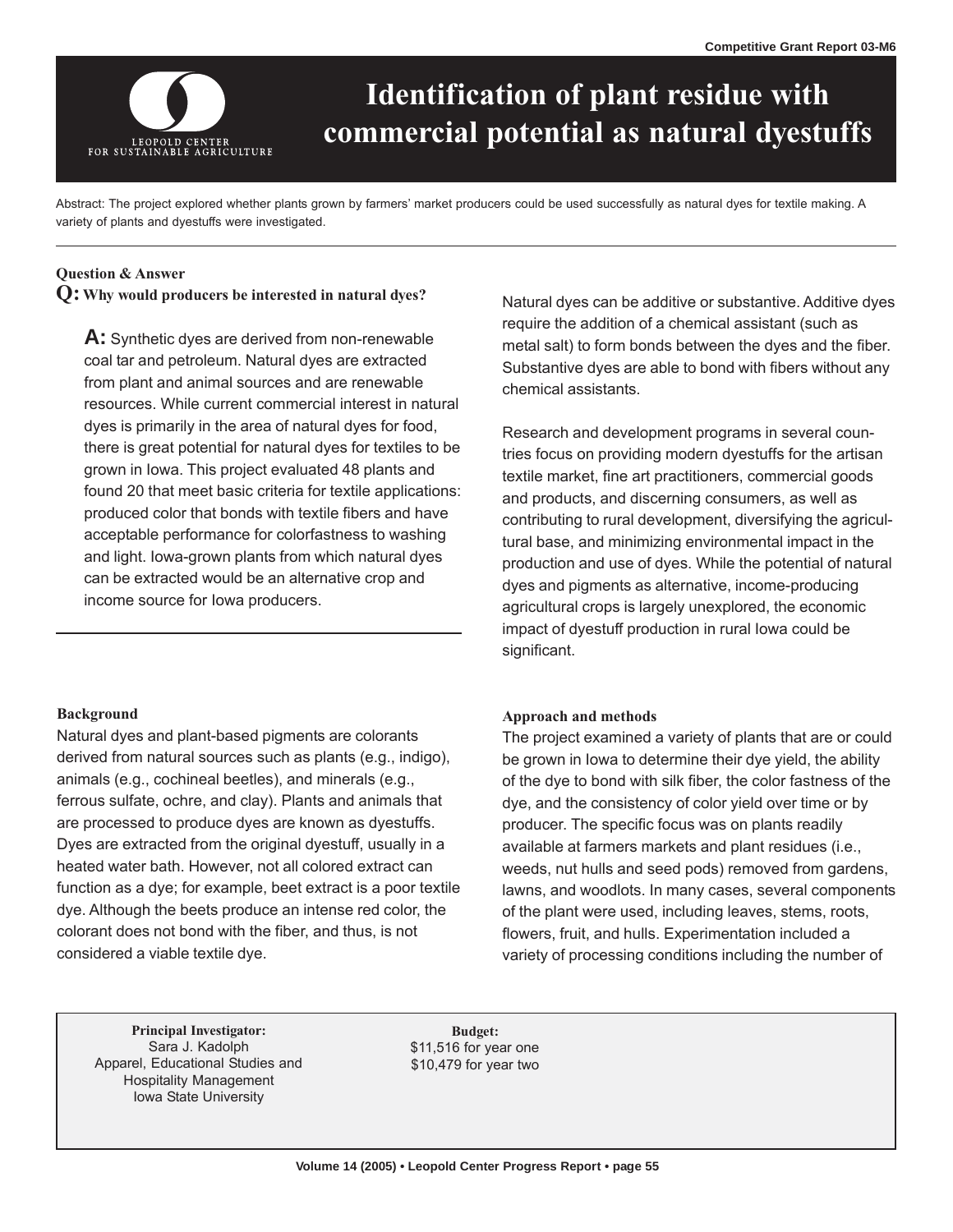Competitive Grant Report 03-M6

LEOPOLD CENTER FOR SUSTAINABLE AGRICULTURE

# Identification of plant residue with commercial potential as natural dyestuffs

Abstract: The project explored whether plants grown by farmers' market producers could be used successfully as natural dyes for textile making. A variety of plants and dyestuffs were investigated.

### Question & Answer

**Q: Why would producers be interested in natural dyes?**

**A:** Synthetic dyes are derived from non-renewable coal tar and petroleum. Natural dyes are extracted from plant and animal sources and are renewable resources. While current commercial interest in natural dyes is primarily in the area of natural dyes for food, there is great potential for natural dyes for textiles to be grown in Iowa. This project evaluated 48 plants and found 20 that meet basic criteria for textile applications: produced color that bonds with textile fibers and have acceptable performance for colorfastness to washing and light. Iowa-grown plants from which natural dyes can be extracted would be an alternative crop and income source for Iowa producers.

### Background

Natural dyes and plant-based pigments are colorants derived from natural sources such as plants (e.g., indigo), animals (e.g., cochineal beetles), and minerals (e.g., ferrous sulfate, ochre, and clay). Plants and animals that are processed to produce dyes are known as dyestuffs. Dyes are extracted from the original dyestuff, usually in a heated water bath. However, not all colored extract can function as a dye; for example, beet extract is a poor textile dye. Although the beets produce an intense red color, the colorant does not bond with the fiber, and thus, is not considered a viable textile dye.

Natural dyes can be additive or substantive. Additive dyes require the addition of a chemical assistant (such as metal salt) to form bonds between the dyes and the fiber. Substantive dyes are able to bond with fibers without any chemical assistants.

Research and development programs in several countries focus on providing modern dyestuffs for the artisan textile market, fine art practitioners, commercial goods and products, and discerning consumers, as well as contributing to rural development, diversifying the agricultural base, and minimizing environmental impact in the production and use of dyes. While the potential of natural dyes and pigments as alternative, income-producing agricultural crops is largely unexplored, the economic impact of dyestuff production in rural Iowa could be significant.

### Approach and methods

The project examined a variety of plants that are or could be grown in Iowa to determine their dye yield, the ability of the dye to bond with silk fiber, the color fastness of the dye, and the consistency of color yield over time or by producer. The specific focus was on plants readily available at farmers markets and plant residues (i.e., weeds, nut hulls and seed pods) removed from gardens, lawns, and woodlots. In many cases, several components of the plant were used, including leaves, stems, roots, flowers, fruit, and hulls. Experimentation included a variety of processing conditions including the number of

**Principal Investigator:**
Sara J. Kadolph
Apparel, Educational Studies and Hospitality Management
Iowa State University

**Budget:**
$11,516 for year one
$10,479 for year two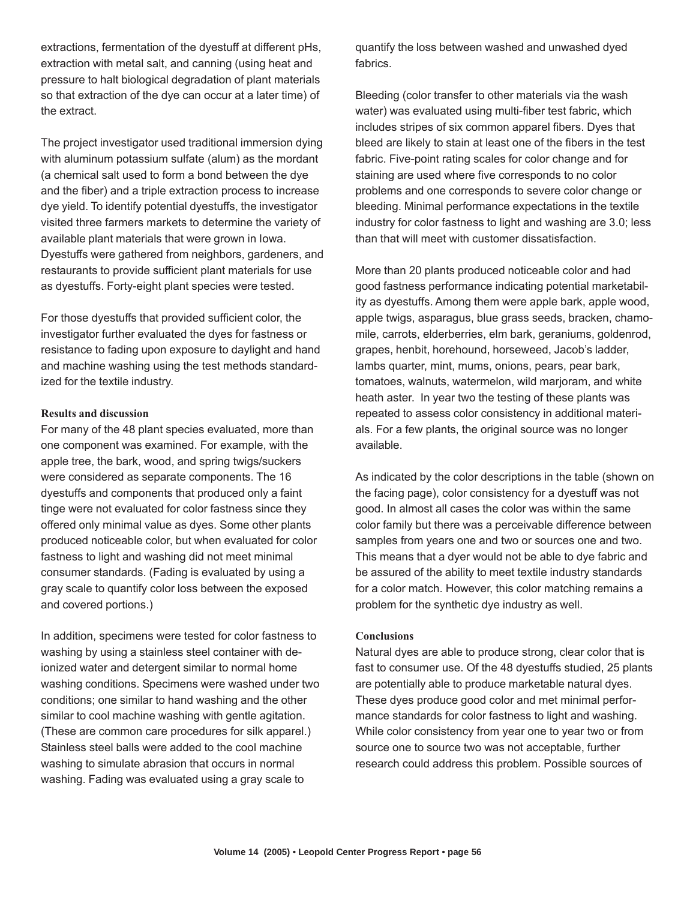extractions, fermentation of the dyestuff at different pHs, extraction with metal salt, and canning (using heat and pressure to halt biological degradation of plant materials so that extraction of the dye can occur at a later time) of the extract.

The project investigator used traditional immersion dying with aluminum potassium sulfate (alum) as the mordant (a chemical salt used to form a bond between the dye and the fiber) and a triple extraction process to increase dye yield. To identify potential dyestuffs, the investigator visited three farmers markets to determine the variety of available plant materials that were grown in Iowa. Dyestuffs were gathered from neighbors, gardeners, and restaurants to provide sufficient plant materials for use as dyestuffs. Forty-eight plant species were tested.

For those dyestuffs that provided sufficient color, the investigator further evaluated the dyes for fastness or resistance to fading upon exposure to daylight and hand and machine washing using the test methods standardized for the textile industry.

### Results and discussion

For many of the 48 plant species evaluated, more than one component was examined. For example, with the apple tree, the bark, wood, and spring twigs/suckers were considered as separate components. The 16 dyestuffs and components that produced only a faint tinge were not evaluated for color fastness since they offered only minimal value as dyes. Some other plants produced noticeable color, but when evaluated for color fastness to light and washing did not meet minimal consumer standards. (Fading is evaluated by using a gray scale to quantify color loss between the exposed and covered portions.)

In addition, specimens were tested for color fastness to washing by using a stainless steel container with deionized water and detergent similar to normal home washing conditions. Specimens were washed under two conditions; one similar to hand washing and the other similar to cool machine washing with gentle agitation. (These are common care procedures for silk apparel.) Stainless steel balls were added to the cool machine washing to simulate abrasion that occurs in normal washing. Fading was evaluated using a gray scale to quantify the loss between washed and unwashed dyed fabrics.

Bleeding (color transfer to other materials via the wash water) was evaluated using multi-fiber test fabric, which includes stripes of six common apparel fibers. Dyes that bleed are likely to stain at least one of the fibers in the test fabric. Five-point rating scales for color change and for staining are used where five corresponds to no color problems and one corresponds to severe color change or bleeding. Minimal performance expectations in the textile industry for color fastness to light and washing are 3.0; less than that will meet with customer dissatisfaction.

More than 20 plants produced noticeable color and had good fastness performance indicating potential marketability as dyestuffs. Among them were apple bark, apple wood, apple twigs, asparagus, blue grass seeds, bracken, chamomile, carrots, elderberries, elm bark, geraniums, goldenrod, grapes, henbit, horehound, horseweed, Jacob's ladder, lambs quarter, mint, mums, onions, pears, pear bark, tomatoes, walnuts, watermelon, wild marjoram, and white heath aster. In year two the testing of these plants was repeated to assess color consistency in additional materials. For a few plants, the original source was no longer available.

As indicated by the color descriptions in the table (shown on the facing page), color consistency for a dyestuff was not good. In almost all cases the color was within the same color family but there was a perceivable difference between samples from years one and two or sources one and two. This means that a dyer would not be able to dye fabric and be assured of the ability to meet textile industry standards for a color match. However, this color matching remains a problem for the synthetic dye industry as well.

### Conclusions

Natural dyes are able to produce strong, clear color that is fast to consumer use. Of the 48 dyestuffs studied, 25 plants are potentially able to produce marketable natural dyes. These dyes produce good color and met minimal performance standards for color fastness to light and washing. While color consistency from year one to year two or from source one to source two was not acceptable, further research could address this problem. Possible sources of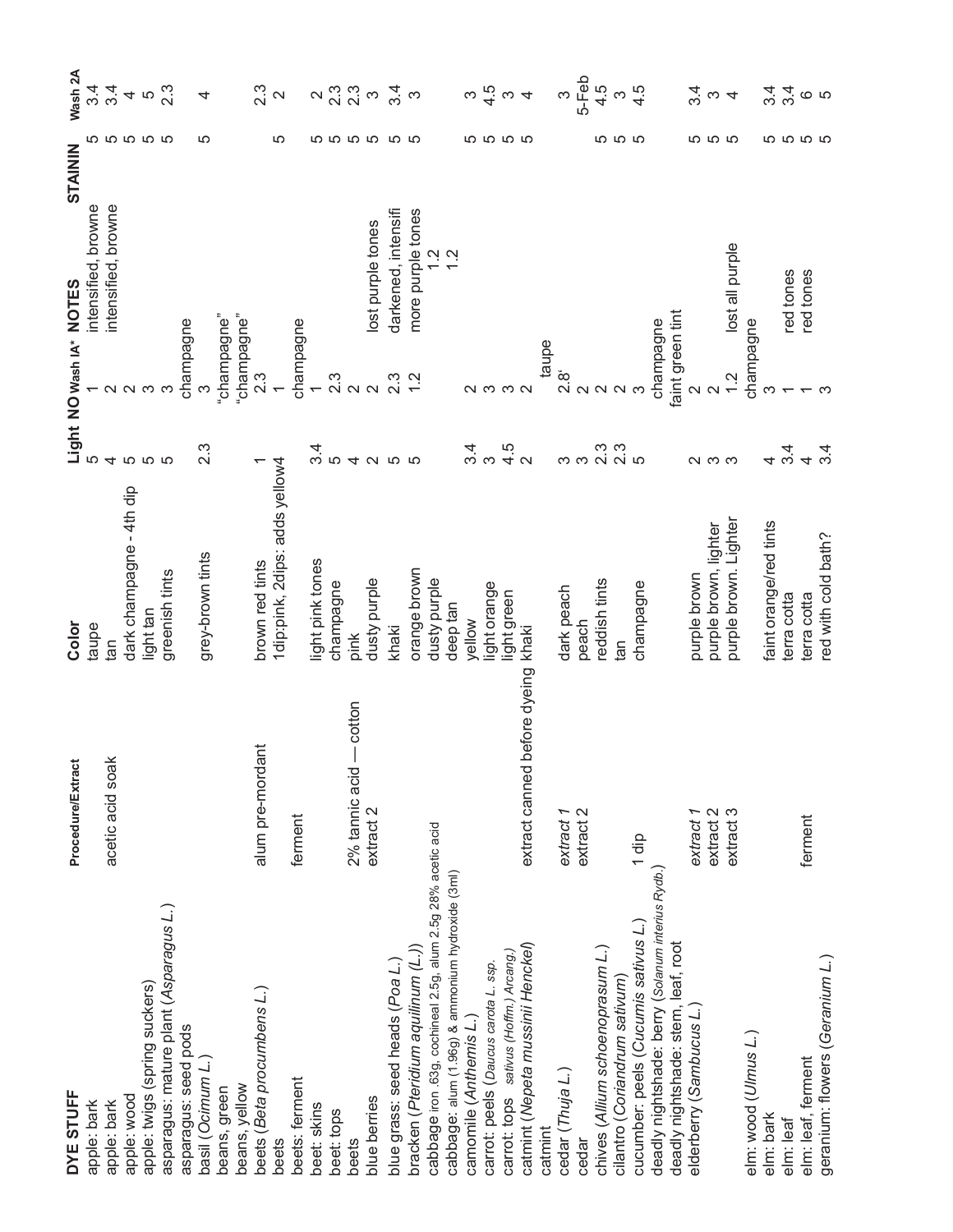| DYE STUFF | Procedure/Extract | Color | Light | NO Wash 1A* | NOTES | STAININ | Wash 2A |
|---|---|---|---|---|---|---|---|
| apple: bark | | taupe | 5 | 1 | intensified, browne | 5 | 3.4 |
| apple: bark | acetic acid soak | tan | 4 | 2 | intensified, browne | 5 | 3.4 |
| apple: wood | | dark champagne - 4th dip | 5 | 2 | | 5 | 4 |
| apple: twigs (spring suckers) | | light tan | 5 | 3 | | 5 | 5 |
| asparagus: mature plant (*Asparagus L.*) | | greenish tints | 5 | 3 | | 5 | 2.3 |
| asparagus: seed pods | | | | champagne | | | |
| basil (*Ocimum L.*) | | grey-brown tints | 2.3 | 3 | | 5 | 4 |
| beans, green | | | | "champagne" | | | |
| beans, yellow | | | | "champagne" | | | |
| beets (*Beta procumbens L.*) | alum pre-mordant | brown red tints | 1 | 2.3 | | | 2.3 |
| beets | | 1dip:pink, 2dips: adds yellow | 4 | 1 | | 5 | 2 |
| beets: ferment | ferment | | | champagne | | | |
| beet: skins | | light pink tones | 3.4 | 1 | | 5 | 2 |
| beet: tops | | champagne | 5 | 2.3 | | 5 | 2.3 |
| beets | 2% tannic acid — cotton | pink | 4 | 2 | | 5 | 2.3 |
| blue berries | extract 2 | dusty purple | 2 | 2 | lost purple tones | 5 | 3 |
| blue grass: seed heads (*Poa L.*) | | khaki | 5 | 2.3 | darkened, intensifi | 5 | 3.4 |
| bracken (*Pteridium aquilinum (L.)*) | | orange brown | 5 | 1.2 | more purple tones | 5 | 3 |
| cabbage iron .63g, cochineal 2.5g, alum 2.5g 28% acetic acid | | dusty purple | | | 1.2 | | |
| cabbage: alum (1.96g) & ammonium hydroxide (3ml) | | deep tan | | | 1.2 | | |
| camomile (*Anthemis L.*) | | yellow | 3.4 | 2 | | 5 | 3 |
| carrot: peels (*Daucus carota L. ssp.* | | light orange | 3 | 3 | | 5 | 4.5 |
| carrot: tops *sativus (Hoffm.) Arcang.)* | | light green | 4.5 | 3 | | 5 | 3 |
| catmint (*Nepeta mussinii Henckel*) | extract canned before dyeing | khaki | 2 | 2 | | 5 | 4 |
| catmint | | | | taupe | | | |
| cedar (*Thuja L.*) | *extract 1* | dark peach | 3 | 2.8' | | | 3 |
| cedar | extract 2 | peach | 3 | 2 | | | 5-Feb |
| chives (*Allium schoenoprasum L.*) | | reddish tints | 2.3 | 2 | | 5 | 4.5 |
| cilantro (*Coriandrum sativum*) | | tan | 2.3 | 2 | | 5 | 3 |
| cucumber: peels (*Cucumis sativus L.*) | 1 dip | champagne | 5 | 3 | | 5 | 4.5 |
| deadly nightshade: berry (*Solanum interius Rydb.*) | | | | champagne | | | |
| deadly nightshade: stem, leaf, root | | | | faint green tint | | | |
| elderberry (*Sambucus L.*) | *extract 1* | purple brown | 2 | 2 | | 5 | 3.4 |
| | extract 2 | purple brown, lighter | 3 | 2 | | 5 | 3 |
| | extract 3 | purple brown. Lighter | 3 | 1.2 | lost all purple | 5 | 4 |
| elm: wood (*Ulmus L.*) | | | | champagne | | | |
| elm: bark | | faint orange/red tints | 4 | 3 | | 5 | 3.4 |
| elm: leaf | | terra cotta | 3.4 | 1 | red tones | 5 | 3.4 |
| elm: leaf, ferment | ferment | terra cotta | 4 | 1 | red tones | 5 | 6 |
| geranium: flowers (*Geranium L.*) | | red with cold bath? | 3.4 | 3 | | 5 | 5 |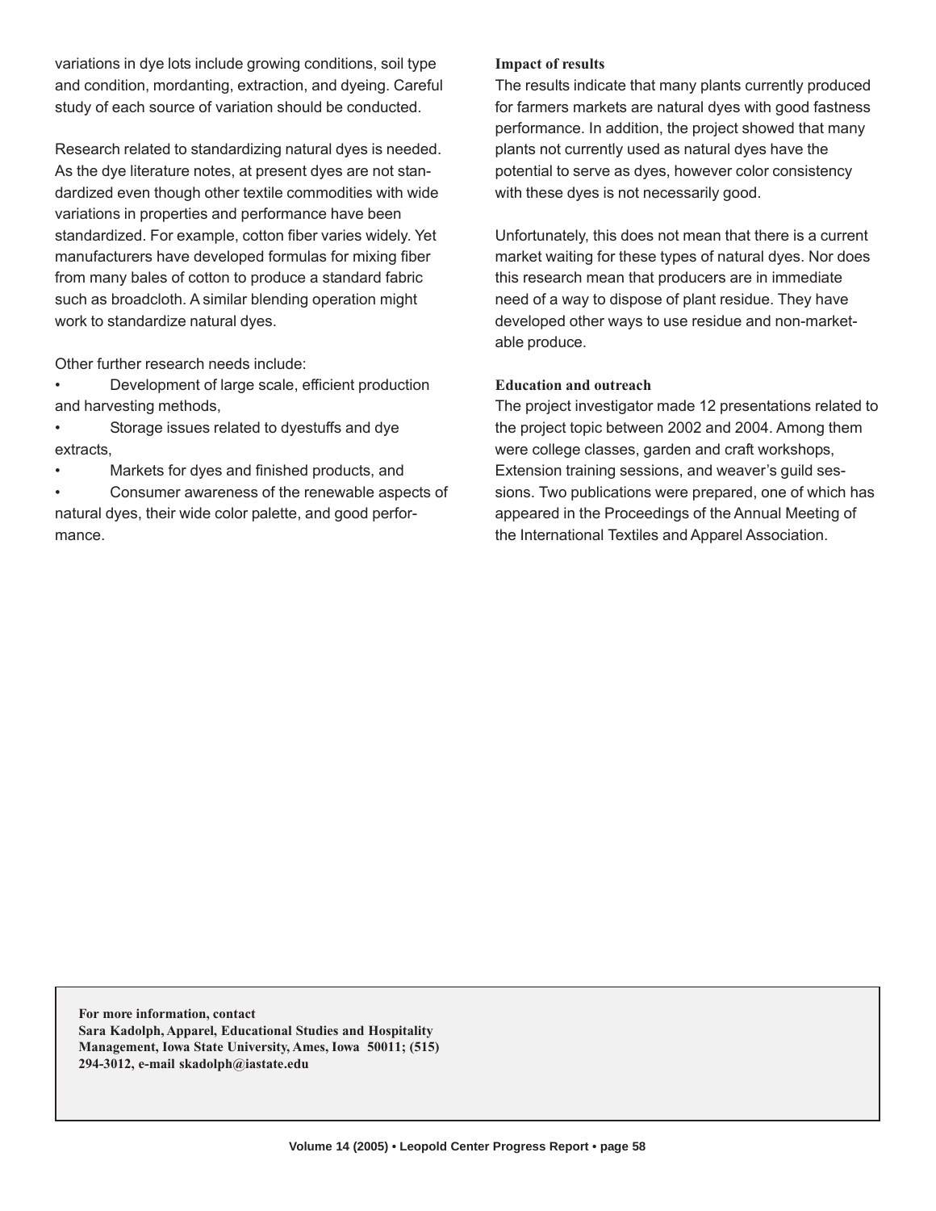variations in dye lots include growing conditions, soil type and condition, mordanting, extraction, and dyeing. Careful study of each source of variation should be conducted.

Research related to standardizing natural dyes is needed. As the dye literature notes, at present dyes are not standardized even though other textile commodities with wide variations in properties and performance have been standardized. For example, cotton fiber varies widely. Yet manufacturers have developed formulas for mixing fiber from many bales of cotton to produce a standard fabric such as broadcloth. A similar blending operation might work to standardize natural dyes.

Other further research needs include:

- Development of large scale, efficient production and harvesting methods,
- Storage issues related to dyestuffs and dye extracts,
- Markets for dyes and finished products, and
- Consumer awareness of the renewable aspects of natural dyes, their wide color palette, and good performance.

### Impact of results

The results indicate that many plants currently produced for farmers markets are natural dyes with good fastness performance. In addition, the project showed that many plants not currently used as natural dyes have the potential to serve as dyes, however color consistency with these dyes is not necessarily good.

Unfortunately, this does not mean that there is a current market waiting for these types of natural dyes. Nor does this research mean that producers are in immediate need of a way to dispose of plant residue. They have developed other ways to use residue and non-marketable produce.

### Education and outreach

The project investigator made 12 presentations related to the project topic between 2002 and 2004. Among them were college classes, garden and craft workshops, Extension training sessions, and weaver's guild sessions. Two publications were prepared, one of which has appeared in the Proceedings of the Annual Meeting of the International Textiles and Apparel Association.

**For more information, contact**
**Sara Kadolph, Apparel, Educational Studies and Hospitality Management, Iowa State University, Ames, Iowa 50011; (515) 294-3012, e-mail skadolph@iastate.edu**